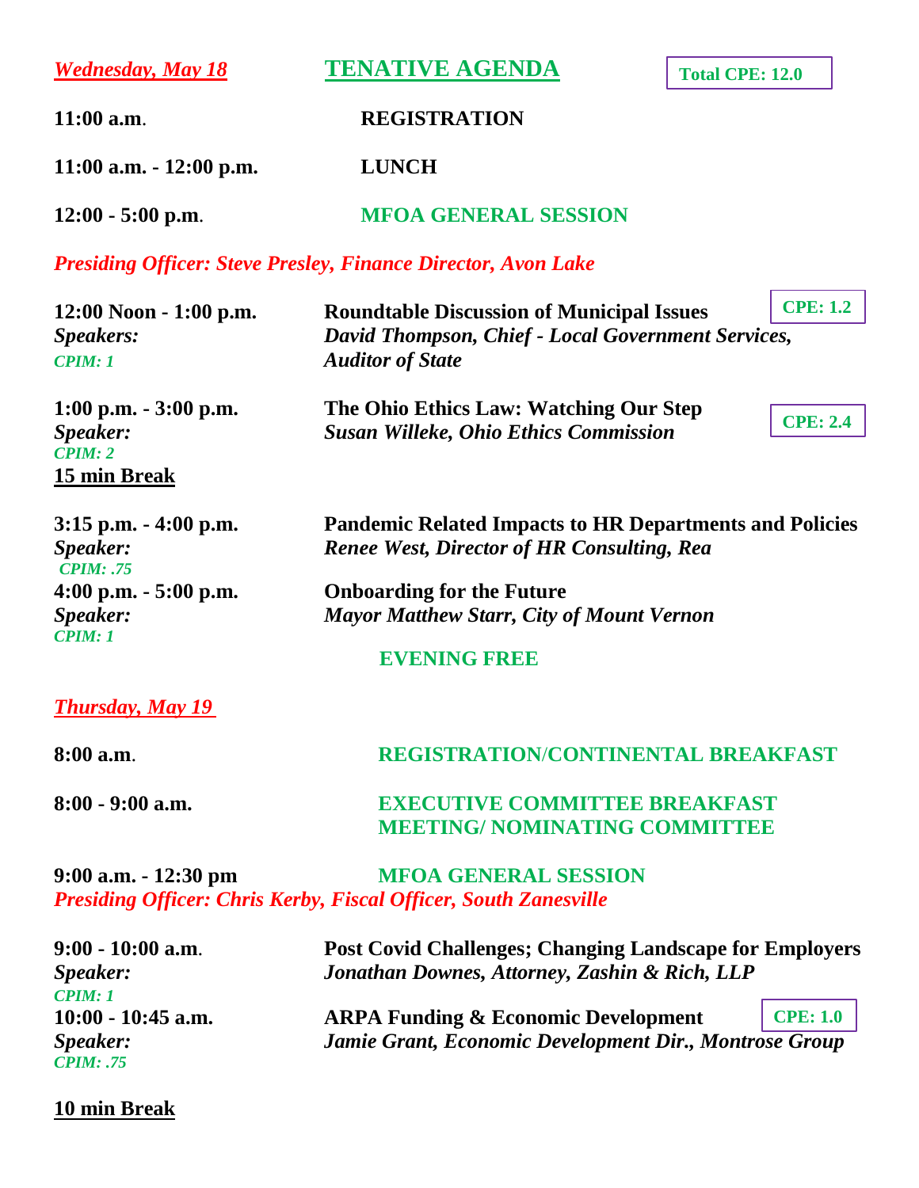***Wednesday, May 18***

## TENATIVE AGENDA

**Total CPE: 12.0**

**11:00 a.m.** — **REGISTRATION**

**11:00 a.m. - 12:00 p.m.** — **LUNCH**

**12:00 - 5:00 p.m.** — **MFOA GENERAL SESSION**

***Presiding Officer: Steve Presley, Finance Director, Avon Lake***

**12:00 Noon - 1:00 p.m.** — **Roundtable Discussion of Municipal Issues** — **CPE: 1.2**
***Speakers:*** ***David Thompson, Chief - Local Government Services, Auditor of State***
***CPIM: 1***

**1:00 p.m. - 3:00 p.m.** — **The Ohio Ethics Law: Watching Our Step** — **CPE: 2.4**
***Speaker:*** ***Susan Willeke, Ohio Ethics Commission***
***CPIM: 2***

**15 min Break**

**3:15 p.m. - 4:00 p.m.** — **Pandemic Related Impacts to HR Departments and Policies**
***Speaker:*** ***Renee West, Director of HR Consulting, Rea***
***CPIM: .75***

**4:00 p.m. - 5:00 p.m.** — **Onboarding for the Future**
***Speaker:*** ***Mayor Matthew Starr, City of Mount Vernon***
***CPIM: 1***

**EVENING FREE**

***Thursday, May 19***

**8:00 a.m.** — **REGISTRATION/CONTINENTAL BREAKFAST**

**8:00 - 9:00 a.m.** — **EXECUTIVE COMMITTEE BREAKFAST MEETING/ NOMINATING COMMITTEE**

**9:00 a.m. - 12:30 pm** — **MFOA GENERAL SESSION**

***Presiding Officer: Chris Kerby, Fiscal Officer, South Zanesville***

**9:00 - 10:00 a.m.** — **Post Covid Challenges; Changing Landscape for Employers**
***Speaker:*** ***Jonathan Downes, Attorney, Zashin & Rich, LLP***
***CPIM: 1***

**10:00 - 10:45 a.m.** — **ARPA Funding & Economic Development** — **CPE: 1.0**
***Speaker:*** ***Jamie Grant, Economic Development Dir., Montrose Group***
***CPIM: .75***

**10 min Break**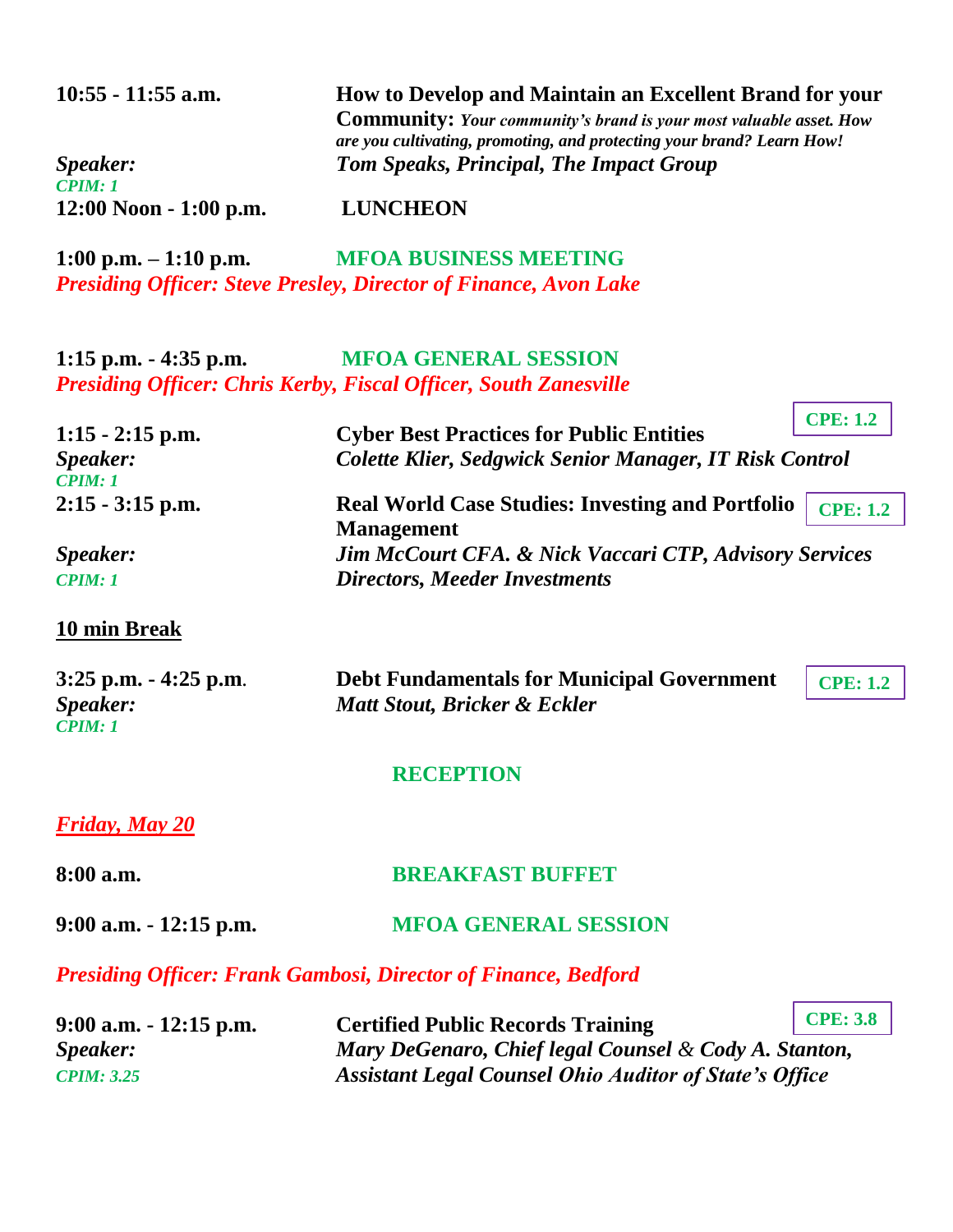**10:55 - 11:55 a.m.** **How to Develop and Maintain an Excellent Brand for your Community:** ***Your community's brand is your most valuable asset. How are you cultivating, promoting, and protecting your brand? Learn How!***

***Speaker:*** ***Tom Speaks, Principal, The Impact Group***
*CPIM: 1*

**12:00 Noon - 1:00 p.m.** **LUNCHEON**

**1:00 p.m. – 1:10 p.m.** **MFOA BUSINESS MEETING**
***Presiding Officer: Steve Presley, Director of Finance, Avon Lake***

**1:15 p.m. - 4:35 p.m.** **MFOA GENERAL SESSION**
***Presiding Officer: Chris Kerby, Fiscal Officer, South Zanesville***

**1:15 - 2:15 p.m.** **Cyber Best Practices for Public Entities** **CPE: 1.2**
***Speaker:*** ***Colette Klier, Sedgwick Senior Manager, IT Risk Control***
*CPIM: 1*

**2:15 - 3:15 p.m.** **Real World Case Studies: Investing and Portfolio Management** **CPE: 1.2**
***Speaker:*** ***Jim McCourt CFA. & Nick Vaccari CTP, Advisory Services Directors, Meeder Investments***
*CPIM: 1*

**10 min Break**

**3:25 p.m. - 4:25 p.m.** **Debt Fundamentals for Municipal Government** **CPE: 1.2**
***Speaker:*** ***Matt Stout, Bricker & Eckler***
*CPIM: 1*

**RECEPTION**

***Friday, May 20***

**8:00 a.m.** **BREAKFAST BUFFET**

**9:00 a.m. - 12:15 p.m.** **MFOA GENERAL SESSION**

***Presiding Officer: Frank Gambosi, Director of Finance, Bedford***

**9:00 a.m. - 12:15 p.m.** **Certified Public Records Training** **CPE: 3.8**
***Speaker:*** ***Mary DeGenaro, Chief legal Counsel & Cody A. Stanton, Assistant Legal Counsel Ohio Auditor of State's Office***
*CPIM: 3.25*